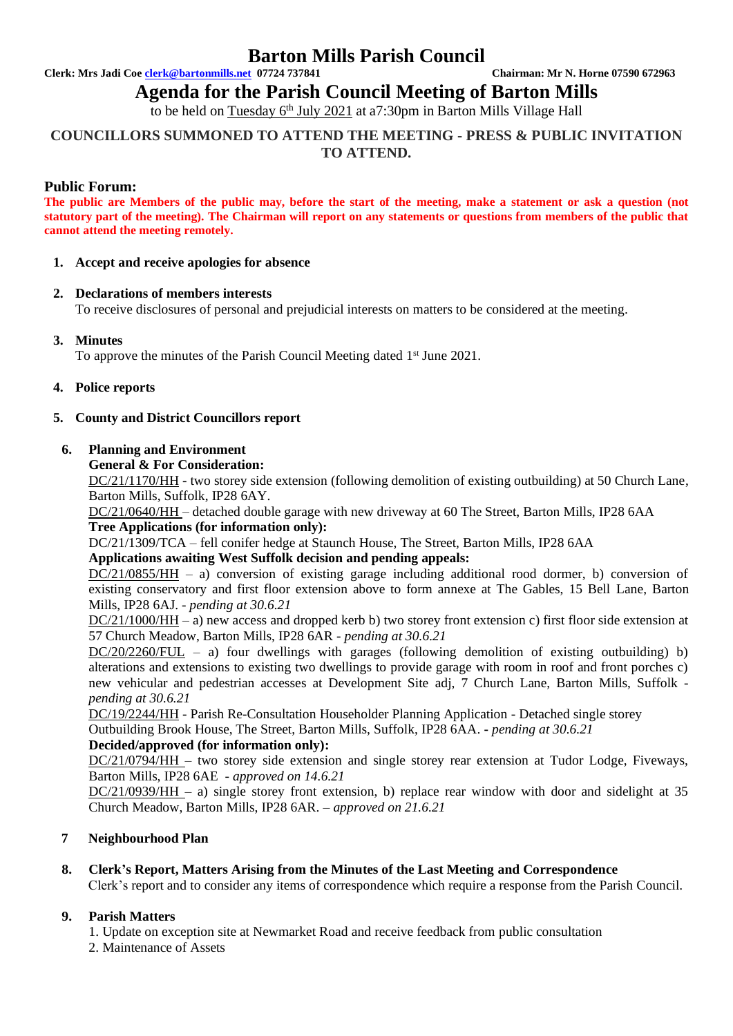# Barton Mills Parish Council

**Clerk: Mrs Jadi Coe clerk@bartonmills.net 07724 737841** **Chairman: Mr N. Horne 07590 672963**

## Agenda for the Parish Council Meeting of Barton Mills

to be held on Tuesday 6th July 2021 at a7:30pm in Barton Mills Village Hall

### COUNCILLORS SUMMONED TO ATTEND THE MEETING - PRESS & PUBLIC INVITATION TO ATTEND.

**Public Forum:**

**The public are Members of the public may, before the start of the meeting, make a statement or ask a question (not statutory part of the meeting). The Chairman will report on any statements or questions from members of the public that cannot attend the meeting remotely.**

1. **Accept and receive apologies for absence**

2. **Declarations of members interests**
   To receive disclosures of personal and prejudicial interests on matters to be considered at the meeting.

3. **Minutes**
   To approve the minutes of the Parish Council Meeting dated 1st June 2021.

4. **Police reports**

5. **County and District Councillors report**

6. **Planning and Environment**

   **General & For Consideration:**

   DC/21/1170/HH - two storey side extension (following demolition of existing outbuilding) at 50 Church Lane, Barton Mills, Suffolk, IP28 6AY.

   DC/21/0640/HH – detached double garage with new driveway at 60 The Street, Barton Mills, IP28 6AA

   **Tree Applications (for information only):**

   DC/21/1309/TCA – fell conifer hedge at Staunch House, The Street, Barton Mills, IP28 6AA

   **Applications awaiting West Suffolk decision and pending appeals:**

   DC/21/0855/HH – a) conversion of existing garage including additional rood dormer, b) conversion of existing conservatory and first floor extension above to form annexe at The Gables, 15 Bell Lane, Barton Mills, IP28 6AJ. - *pending at 30.6.21*

   DC/21/1000/HH – a) new access and dropped kerb b) two storey front extension c) first floor side extension at 57 Church Meadow, Barton Mills, IP28 6AR - *pending at 30.6.21*

   DC/20/2260/FUL – a) four dwellings with garages (following demolition of existing outbuilding) b) alterations and extensions to existing two dwellings to provide garage with room in roof and front porches c) new vehicular and pedestrian accesses at Development Site adj, 7 Church Lane, Barton Mills, Suffolk - *pending at 30.6.21*

   DC/19/2244/HH - Parish Re-Consultation Householder Planning Application - Detached single storey Outbuilding Brook House, The Street, Barton Mills, Suffolk, IP28 6AA. - *pending at 30.6.21*

   **Decided/approved (for information only):**

   DC/21/0794/HH – two storey side extension and single storey rear extension at Tudor Lodge, Fiveways, Barton Mills, IP28 6AE - *approved on 14.6.21*

   DC/21/0939/HH – a) single storey front extension, b) replace rear window with door and sidelight at 35 Church Meadow, Barton Mills, IP28 6AR. – *approved on 21.6.21*

7. **Neighbourhood Plan**

8. **Clerk's Report, Matters Arising from the Minutes of the Last Meeting and Correspondence**
   Clerk's report and to consider any items of correspondence which require a response from the Parish Council.

9. **Parish Matters**
   1. Update on exception site at Newmarket Road and receive feedback from public consultation
   2. Maintenance of Assets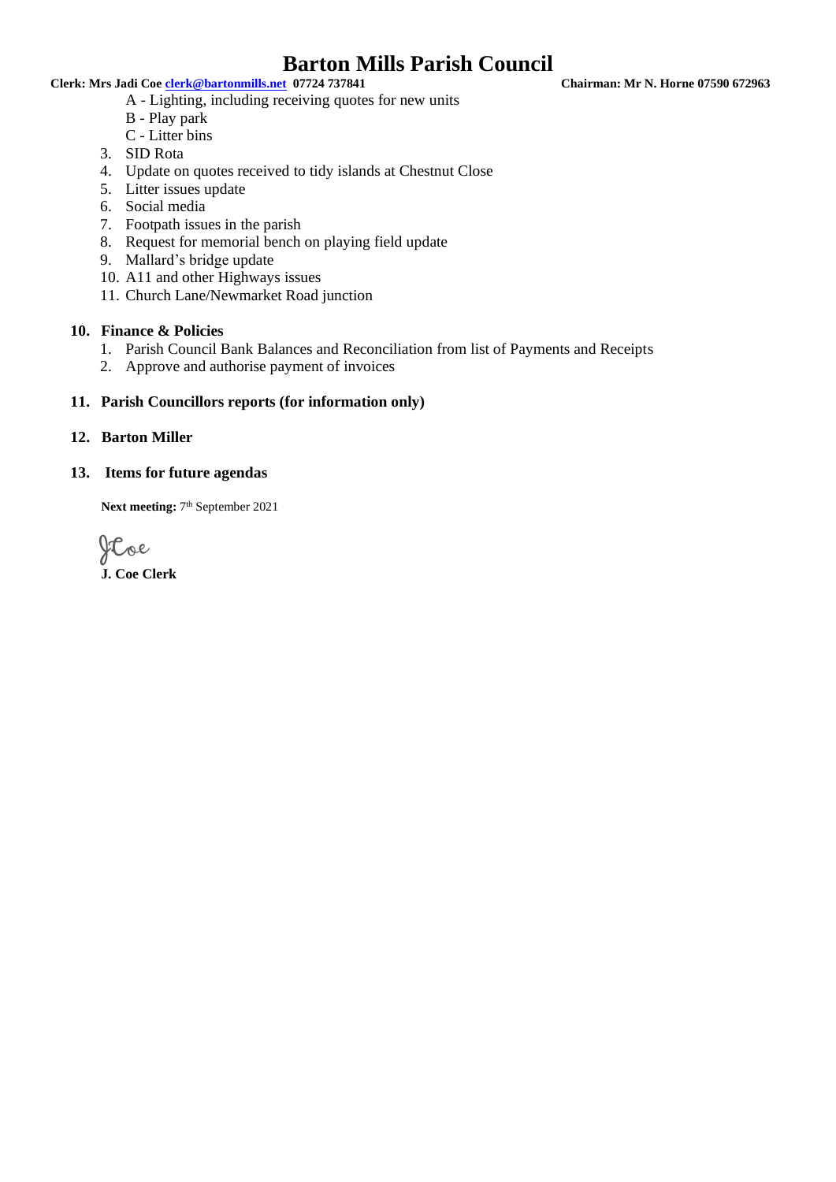# Barton Mills Parish Council

**Clerk: Mrs Jadi Coe clerk@bartonmills.net 07724 737841** **Chairman: Mr N. Horne 07590 672963**

A - Lighting, including receiving quotes for new units

B - Play park

C - Litter bins

3. SID Rota
4. Update on quotes received to tidy islands at Chestnut Close
5. Litter issues update
6. Social media
7. Footpath issues in the parish
8. Request for memorial bench on playing field update
9. Mallard's bridge update
10. A11 and other Highways issues
11. Church Lane/Newmarket Road junction

**10. Finance & Policies**

1. Parish Council Bank Balances and Reconciliation from list of Payments and Receipts
2. Approve and authorise payment of invoices

**11. Parish Councillors reports (for information only)**

**12. Barton Miller**

**13. Items for future agendas**

**Next meeting:** 7th September 2021

JCoe

**J. Coe Clerk**